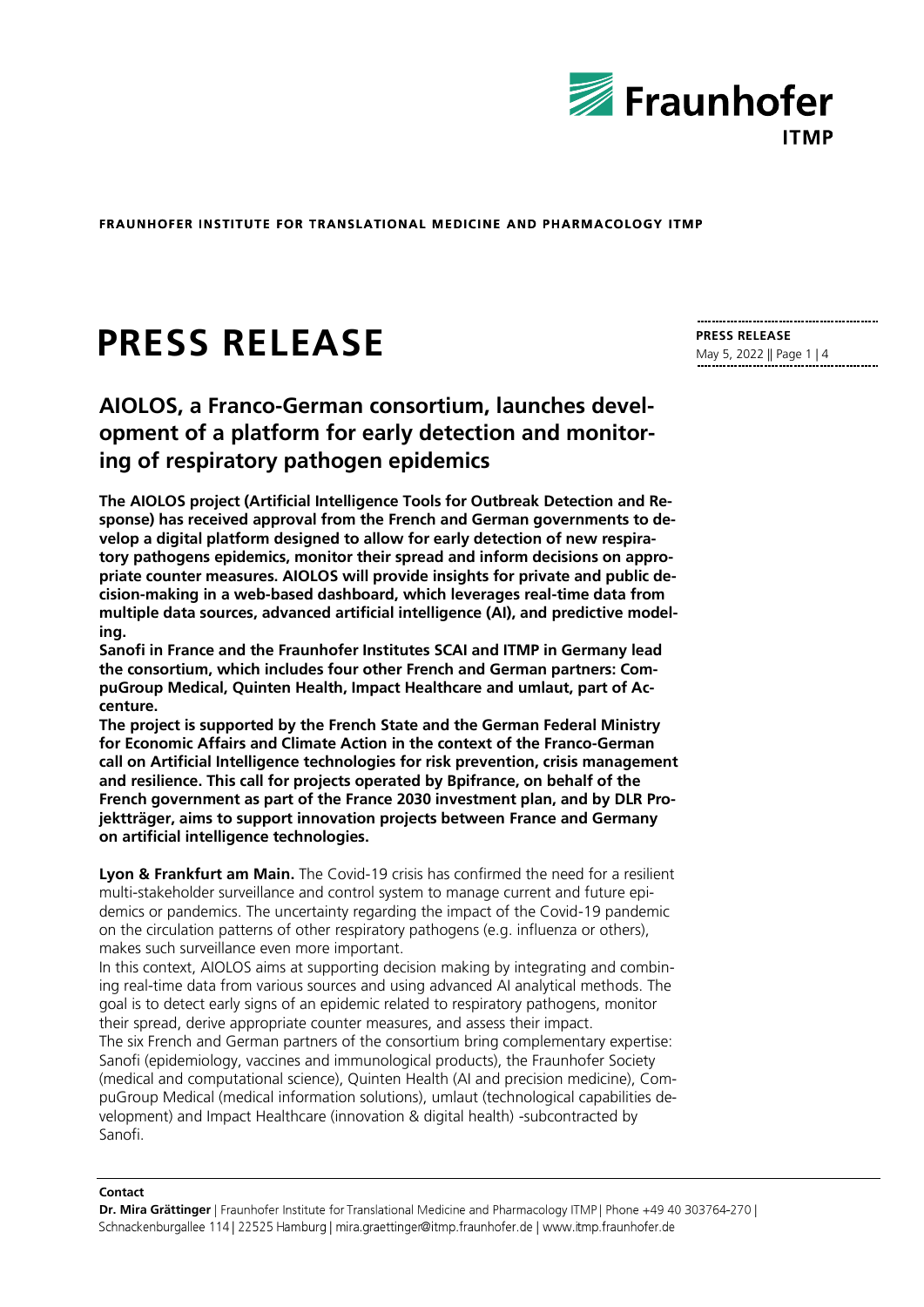FRAUNHOFER INSTITUTE FOR TRANSLATIONAL MEDICINE AND PHARMACOLOGY ITMP

# PRESS RELEASE

**PRESS RELEASE**
May 5, 2022

## AIOLOS, a Franco-German consortium, launches development of a platform for early detection and monitoring of respiratory pathogen epidemics

**The AIOLOS project (Artificial Intelligence Tools for Outbreak Detection and Response) has received approval from the French and German governments to develop a digital platform designed to allow for early detection of new respiratory pathogens epidemics, monitor their spread and inform decisions on appropriate counter measures. AIOLOS will provide insights for private and public decision-making in a web-based dashboard, which leverages real-time data from multiple data sources, advanced artificial intelligence (AI), and predictive modeling.**

**Sanofi in France and the Fraunhofer Institutes SCAI and ITMP in Germany lead the consortium, which includes four other French and German partners: CompuGroup Medical, Quinten Health, Impact Healthcare and umlaut, part of Accenture.**

**The project is supported by the French State and the German Federal Ministry for Economic Affairs and Climate Action in the context of the Franco-German call on Artificial Intelligence technologies for risk prevention, crisis management and resilience. This call for projects operated by Bpifrance, on behalf of the French government as part of the France 2030 investment plan, and by DLR Projektträger, aims to support innovation projects between France and Germany on artificial intelligence technologies.**

**Lyon & Frankfurt am Main.** The Covid-19 crisis has confirmed the need for a resilient multi-stakeholder surveillance and control system to manage current and future epidemics or pandemics. The uncertainty regarding the impact of the Covid-19 pandemic on the circulation patterns of other respiratory pathogens (e.g. influenza or others), makes such surveillance even more important.

In this context, AIOLOS aims at supporting decision making by integrating and combining real-time data from various sources and using advanced AI analytical methods. The goal is to detect early signs of an epidemic related to respiratory pathogens, monitor their spread, derive appropriate counter measures, and assess their impact.

The six French and German partners of the consortium bring complementary expertise: Sanofi (epidemiology, vaccines and immunological products), the Fraunhofer Society (medical and computational science), Quinten Health (AI and precision medicine), CompuGroup Medical (medical information solutions), umlaut (technological capabilities development) and Impact Healthcare (innovation & digital health) -subcontracted by Sanofi.

**Contact**

**Dr. Mira Grättinger** | Fraunhofer Institute for Translational Medicine and Pharmacology ITMP | Phone +49 40 303764-270 | Schnackenburgallee 114 | 22525 Hamburg | mira.graettinger@itmp.fraunhofer.de | www.itmp.fraunhofer.de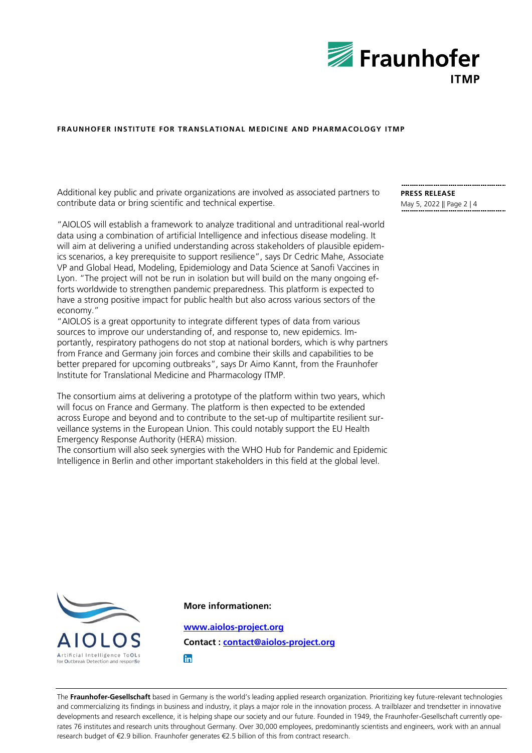Additional key public and private organizations are involved as associated partners to contribute data or bring scientific and technical expertise.

"AIOLOS will establish a framework to analyze traditional and untraditional real-world data using a combination of artificial Intelligence and infectious disease modeling. It will aim at delivering a unified understanding across stakeholders of plausible epidemics scenarios, a key prerequisite to support resilience", says Dr Cedric Mahe, Associate VP and Global Head, Modeling, Epidemiology and Data Science at Sanofi Vaccines in Lyon. "The project will not be run in isolation but will build on the many ongoing efforts worldwide to strengthen pandemic preparedness. This platform is expected to have a strong positive impact for public health but also across various sectors of the economy."

"AIOLOS is a great opportunity to integrate different types of data from various sources to improve our understanding of, and response to, new epidemics. Importantly, respiratory pathogens do not stop at national borders, which is why partners from France and Germany join forces and combine their skills and capabilities to be better prepared for upcoming outbreaks", says Dr Aimo Kannt, from the Fraunhofer Institute for Translational Medicine and Pharmacology ITMP.

The consortium aims at delivering a prototype of the platform within two years, which will focus on France and Germany. The platform is then expected to be extended across Europe and beyond and to contribute to the set-up of multipartite resilient surveillance systems in the European Union. This could notably support the EU Health Emergency Response Authority (HERA) mission.

The consortium will also seek synergies with the WHO Hub for Pandemic and Epidemic Intelligence in Berlin and other important stakeholders in this field at the global level.

AIOLOS
Artificial Intelligence ToOLs for Outbreak Detection and responSe

**More informationen:**

**[www.aiolos-project.org](http://www.aiolos-project.org)**

**Contact : [contact@aiolos-project.org](mailto:contact@aiolos-project.org)**

The **Fraunhofer-Gesellschaft** based in Germany is the world's leading applied research organization. Prioritizing key future-relevant technologies and commercializing its findings in business and industry, it plays a major role in the innovation process. A trailblazer and trendsetter in innovative developments and research excellence, it is helping shape our society and our future. Founded in 1949, the Fraunhofer-Gesellschaft currently operates 76 institutes and research units throughout Germany. Over 30,000 employees, predominantly scientists and engineers, work with an annual research budget of €2.9 billion. Fraunhofer generates €2.5 billion of this from contract research.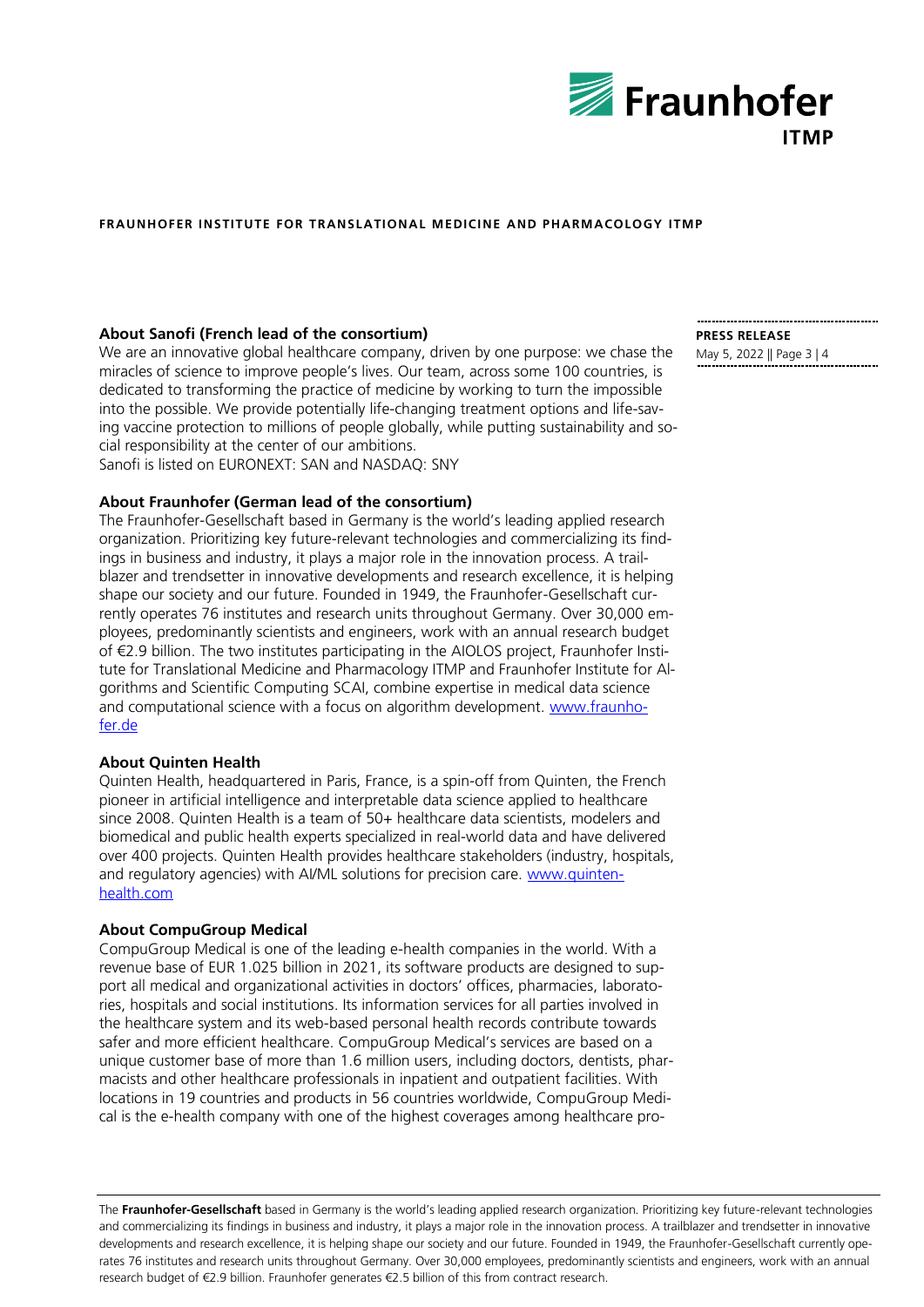**About Sanofi (French lead of the consortium)**
We are an innovative global healthcare company, driven by one purpose: we chase the miracles of science to improve people's lives. Our team, across some 100 countries, is dedicated to transforming the practice of medicine by working to turn the impossible into the possible. We provide potentially life-changing treatment options and life-saving vaccine protection to millions of people globally, while putting sustainability and social responsibility at the center of our ambitions.
Sanofi is listed on EURONEXT: SAN and NASDAQ: SNY

**About Fraunhofer (German lead of the consortium)**
The Fraunhofer-Gesellschaft based in Germany is the world's leading applied research organization. Prioritizing key future-relevant technologies and commercializing its findings in business and industry, it plays a major role in the innovation process. A trailblazer and trendsetter in innovative developments and research excellence, it is helping shape our society and our future. Founded in 1949, the Fraunhofer-Gesellschaft currently operates 76 institutes and research units throughout Germany. Over 30,000 employees, predominantly scientists and engineers, work with an annual research budget of €2.9 billion. The two institutes participating in the AIOLOS project, Fraunhofer Institute for Translational Medicine and Pharmacology ITMP and Fraunhofer Institute for Algorithms and Scientific Computing SCAI, combine expertise in medical data science and computational science with a focus on algorithm development. www.fraunhofer.de

**About Quinten Health**
Quinten Health, headquartered in Paris, France, is a spin-off from Quinten, the French pioneer in artificial intelligence and interpretable data science applied to healthcare since 2008. Quinten Health is a team of 50+ healthcare data scientists, modelers and biomedical and public health experts specialized in real-world data and have delivered over 400 projects. Quinten Health provides healthcare stakeholders (industry, hospitals, and regulatory agencies) with AI/ML solutions for precision care. www.quinten-health.com

**About CompuGroup Medical**
CompuGroup Medical is one of the leading e-health companies in the world. With a revenue base of EUR 1.025 billion in 2021, its software products are designed to support all medical and organizational activities in doctors' offices, pharmacies, laboratories, hospitals and social institutions. Its information services for all parties involved in the healthcare system and its web-based personal health records contribute towards safer and more efficient healthcare. CompuGroup Medical's services are based on a unique customer base of more than 1.6 million users, including doctors, dentists, pharmacists and other healthcare professionals in inpatient and outpatient facilities. With locations in 19 countries and products in 56 countries worldwide, CompuGroup Medical is the e-health company with one of the highest coverages among healthcare pro-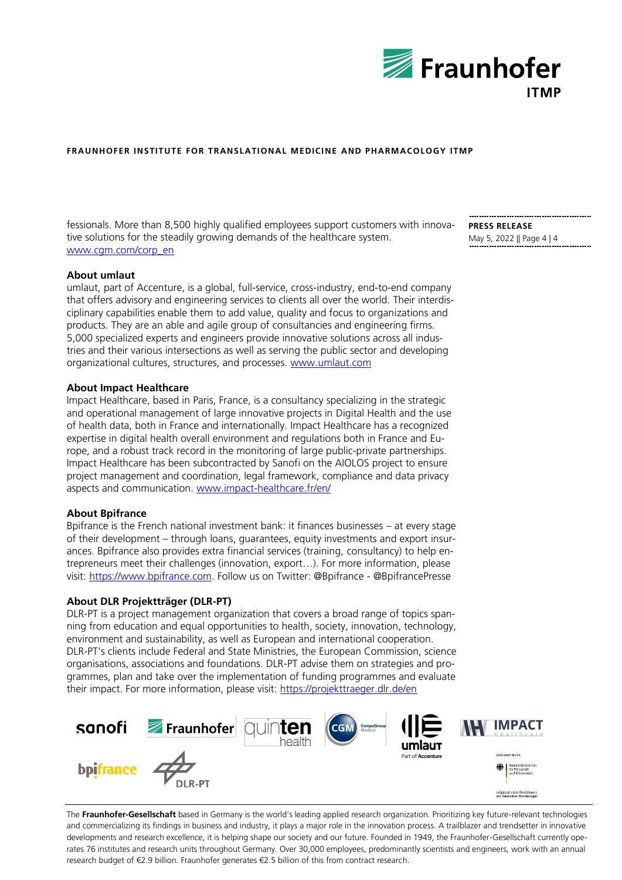fessionals. More than 8,500 highly qualified employees support customers with innovative solutions for the steadily growing demands of the healthcare system. www.cgm.com/corp_en

**About umlaut**
umlaut, part of Accenture, is a global, full-service, cross-industry, end-to-end company that offers advisory and engineering services to clients all over the world. Their interdisciplinary capabilities enable them to add value, quality and focus to organizations and products. They are an able and agile group of consultancies and engineering firms. 5,000 specialized experts and engineers provide innovative solutions across all industries and their various intersections as well as serving the public sector and developing organizational cultures, structures, and processes. www.umlaut.com

**About Impact Healthcare**
Impact Healthcare, based in Paris, France, is a consultancy specializing in the strategic and operational management of large innovative projects in Digital Health and the use of health data, both in France and internationally. Impact Healthcare has a recognized expertise in digital health overall environment and regulations both in France and Europe, and a robust track record in the monitoring of large public-private partnerships. Impact Healthcare has been subcontracted by Sanofi on the AIOLOS project to ensure project management and coordination, legal framework, compliance and data privacy aspects and communication. www.impact-healthcare.fr/en/

**About Bpifrance**
Bpifrance is the French national investment bank: it finances businesses – at every stage of their development – through loans, guarantees, equity investments and export insurances. Bpifrance also provides extra financial services (training, consultancy) to help entrepreneurs meet their challenges (innovation, export…). For more information, please visit: https://www.bpifrance.com. Follow us on Twitter: @Bpifrance - @BpifrancePresse

**About DLR Projektträger (DLR-PT)**
DLR-PT is a project management organization that covers a broad range of topics spanning from education and equal opportunities to health, society, innovation, technology, environment and sustainability, as well as European and international cooperation. DLR-PT's clients include Federal and State Ministries, the European Commission, science organisations, associations and foundations. DLR-PT advise them on strategies and programmes, plan and take over the implementation of funding programmes and evaluate their impact. For more information, please visit: https://projekttraeger.dlr.de/en

The **Fraunhofer-Gesellschaft** based in Germany is the world's leading applied research organization. Prioritizing key future-relevant technologies and commercializing its findings in business and industry, it plays a major role in the innovation process. A trailblazer and trendsetter in innovative developments and research excellence, it is helping shape our society and our future. Founded in 1949, the Fraunhofer-Gesellschaft currently operates 76 institutes and research units throughout Germany. Over 30,000 employees, predominantly scientists and engineers, work with an annual research budget of €2.9 billion. Fraunhofer generates €2.5 billion of this from contract research.